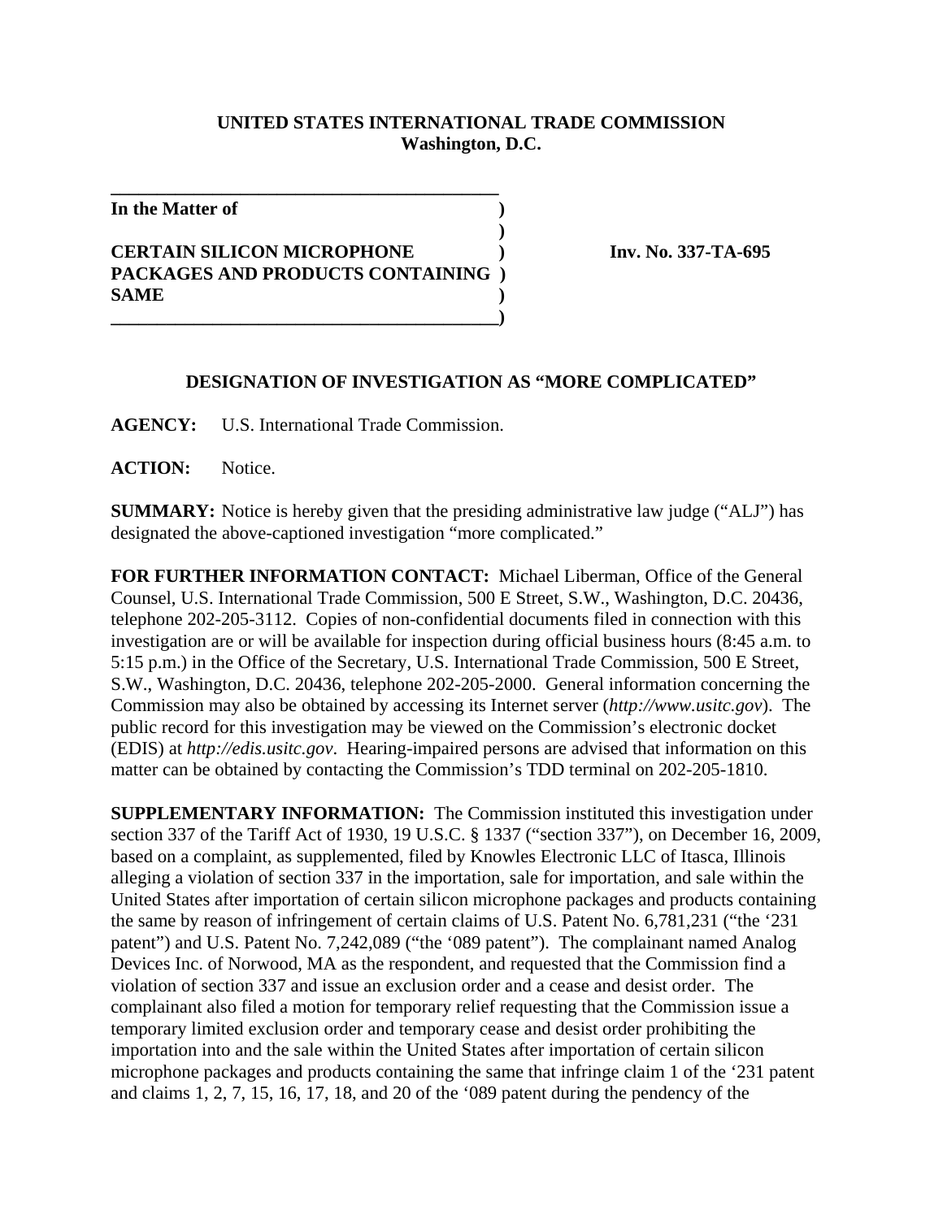**UNITED STATES INTERNATIONAL TRADE COMMISSION**
**Washington, D.C.**

**In the Matter of**

**CERTAIN SILICON MICROPHONE PACKAGES AND PRODUCTS CONTAINING SAME**

**Inv. No. 337-TA-695**

## DESIGNATION OF INVESTIGATION AS "MORE COMPLICATED"

**AGENCY:** U.S. International Trade Commission.

**ACTION:** Notice.

**SUMMARY:** Notice is hereby given that the presiding administrative law judge ("ALJ") has designated the above-captioned investigation "more complicated."

**FOR FURTHER INFORMATION CONTACT:** Michael Liberman, Office of the General Counsel, U.S. International Trade Commission, 500 E Street, S.W., Washington, D.C. 20436, telephone 202-205-3112. Copies of non-confidential documents filed in connection with this investigation are or will be available for inspection during official business hours (8:45 a.m. to 5:15 p.m.) in the Office of the Secretary, U.S. International Trade Commission, 500 E Street, S.W., Washington, D.C. 20436, telephone 202-205-2000. General information concerning the Commission may also be obtained by accessing its Internet server (*http://www.usitc.gov*). The public record for this investigation may be viewed on the Commission's electronic docket (EDIS) at *http://edis.usitc.gov*. Hearing-impaired persons are advised that information on this matter can be obtained by contacting the Commission's TDD terminal on 202-205-1810.

**SUPPLEMENTARY INFORMATION:** The Commission instituted this investigation under section 337 of the Tariff Act of 1930, 19 U.S.C. § 1337 ("section 337"), on December 16, 2009, based on a complaint, as supplemented, filed by Knowles Electronic LLC of Itasca, Illinois alleging a violation of section 337 in the importation, sale for importation, and sale within the United States after importation of certain silicon microphone packages and products containing the same by reason of infringement of certain claims of U.S. Patent No. 6,781,231 ("the '231 patent") and U.S. Patent No. 7,242,089 ("the '089 patent"). The complainant named Analog Devices Inc. of Norwood, MA as the respondent, and requested that the Commission find a violation of section 337 and issue an exclusion order and a cease and desist order. The complainant also filed a motion for temporary relief requesting that the Commission issue a temporary limited exclusion order and temporary cease and desist order prohibiting the importation into and the sale within the United States after importation of certain silicon microphone packages and products containing the same that infringe claim 1 of the '231 patent and claims 1, 2, 7, 15, 16, 17, 18, and 20 of the '089 patent during the pendency of the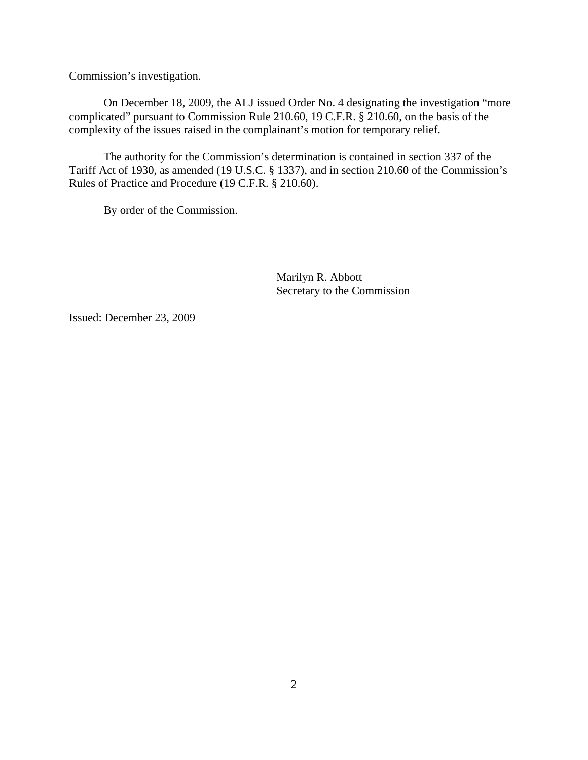Commission's investigation.

On December 18, 2009, the ALJ issued Order No. 4 designating the investigation "more complicated" pursuant to Commission Rule 210.60, 19 C.F.R. § 210.60, on the basis of the complexity of the issues raised in the complainant's motion for temporary relief.

The authority for the Commission's determination is contained in section 337 of the Tariff Act of 1930, as amended (19 U.S.C. § 1337), and in section 210.60 of the Commission's Rules of Practice and Procedure (19 C.F.R. § 210.60).

By order of the Commission.

Marilyn R. Abbott
Secretary to the Commission

Issued: December 23, 2009